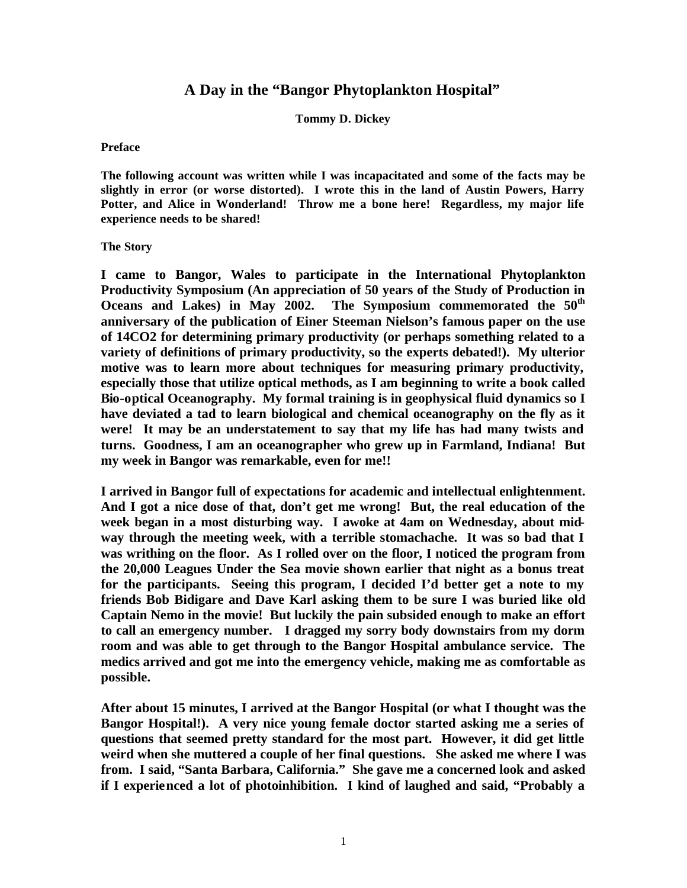# A Day in the "Bangor Phytoplankton Hospital"

**Tommy D. Dickey**

**Preface**

**The following account was written while I was incapacitated and some of the facts may be slightly in error (or worse distorted). I wrote this in the land of Austin Powers, Harry Potter, and Alice in Wonderland! Throw me a bone here! Regardless, my major life experience needs to be shared!**

**The Story**

**I came to Bangor, Wales to participate in the International Phytoplankton Productivity Symposium (An appreciation of 50 years of the Study of Production in Oceans and Lakes) in May 2002. The Symposium commemorated the 50$^{th}$ anniversary of the publication of Einer Steeman Nielson's famous paper on the use of 14CO2 for determining primary productivity (or perhaps something related to a variety of definitions of primary productivity, so the experts debated!). My ulterior motive was to learn more about techniques for measuring primary productivity, especially those that utilize optical methods, as I am beginning to write a book called Bio-optical Oceanography. My formal training is in geophysical fluid dynamics so I have deviated a tad to learn biological and chemical oceanography on the fly as it were! It may be an understatement to say that my life has had many twists and turns. Goodness, I am an oceanographer who grew up in Farmland, Indiana! But my week in Bangor was remarkable, even for me!!**

**I arrived in Bangor full of expectations for academic and intellectual enlightenment. And I got a nice dose of that, don't get me wrong! But, the real education of the week began in a most disturbing way. I awoke at 4am on Wednesday, about mid-way through the meeting week, with a terrible stomachache. It was so bad that I was writhing on the floor. As I rolled over on the floor, I noticed the program from the 20,000 Leagues Under the Sea movie shown earlier that night as a bonus treat for the participants. Seeing this program, I decided I'd better get a note to my friends Bob Bidigare and Dave Karl asking them to be sure I was buried like old Captain Nemo in the movie! But luckily the pain subsided enough to make an effort to call an emergency number. I dragged my sorry body downstairs from my dorm room and was able to get through to the Bangor Hospital ambulance service. The medics arrived and got me into the emergency vehicle, making me as comfortable as possible.**

**After about 15 minutes, I arrived at the Bangor Hospital (or what I thought was the Bangor Hospital!). A very nice young female doctor started asking me a series of questions that seemed pretty standard for the most part. However, it did get little weird when she muttered a couple of her final questions. She asked me where I was from. I said, "Santa Barbara, California." She gave me a concerned look and asked if I experienced a lot of photoinhibition. I kind of laughed and said, "Probably a**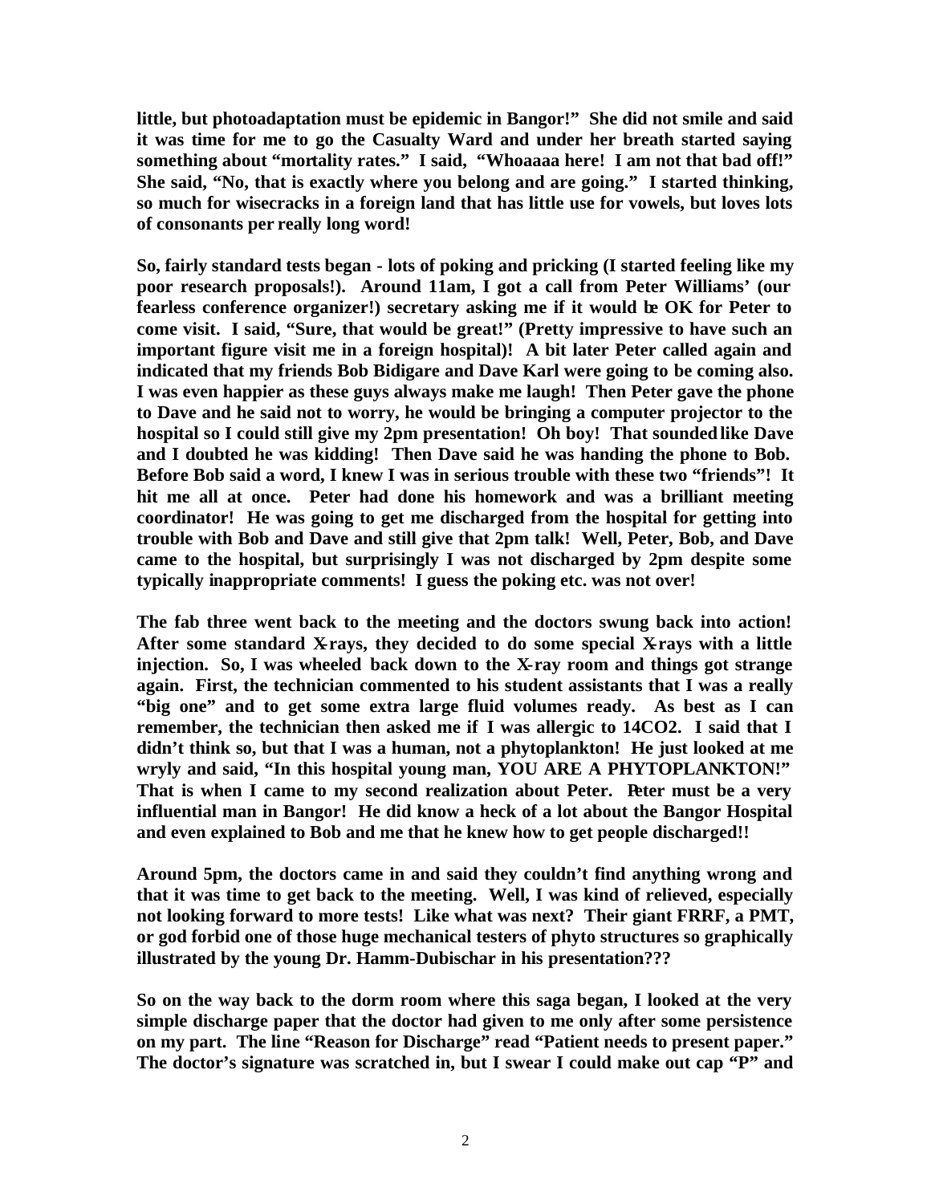**little, but photoadaptation must be epidemic in Bangor!" She did not smile and said it was time for me to go the Casualty Ward and under her breath started saying something about "mortality rates." I said, "Whoaaaa here! I am not that bad off!" She said, "No, that is exactly where you belong and are going." I started thinking, so much for wisecracks in a foreign land that has little use for vowels, but loves lots of consonants per really long word!**

**So, fairly standard tests began - lots of poking and pricking (I started feeling like my poor research proposals!). Around 11am, I got a call from Peter Williams' (our fearless conference organizer!) secretary asking me if it would be OK for Peter to come visit. I said, "Sure, that would be great!" (Pretty impressive to have such an important figure visit me in a foreign hospital)! A bit later Peter called again and indicated that my friends Bob Bidigare and Dave Karl were going to be coming also. I was even happier as these guys always make me laugh! Then Peter gave the phone to Dave and he said not to worry, he would be bringing a computer projector to the hospital so I could still give my 2pm presentation! Oh boy! That sounded like Dave and I doubted he was kidding! Then Dave said he was handing the phone to Bob. Before Bob said a word, I knew I was in serious trouble with these two "friends"! It hit me all at once. Peter had done his homework and was a brilliant meeting coordinator! He was going to get me discharged from the hospital for getting into trouble with Bob and Dave and still give that 2pm talk! Well, Peter, Bob, and Dave came to the hospital, but surprisingly I was not discharged by 2pm despite some typically inappropriate comments! I guess the poking etc. was not over!**

**The fab three went back to the meeting and the doctors swung back into action! After some standard X-rays, they decided to do some special X-rays with a little injection. So, I was wheeled back down to the X-ray room and things got strange again. First, the technician commented to his student assistants that I was a really "big one" and to get some extra large fluid volumes ready. As best as I can remember, the technician then asked me if I was allergic to $^{14}CO_2$. I said that I didn't think so, but that I was a human, not a phytoplankton! He just looked at me wryly and said, "In this hospital young man, YOU ARE A PHYTOPLANKTON!" That is when I came to my second realization about Peter. Peter must be a very influential man in Bangor! He did know a heck of a lot about the Bangor Hospital and even explained to Bob and me that he knew how to get people discharged!!**

**Around 5pm, the doctors came in and said they couldn't find anything wrong and that it was time to get back to the meeting. Well, I was kind of relieved, especially not looking forward to more tests! Like what was next? Their giant FRRF, a PMT, or god forbid one of those huge mechanical testers of phyto structures so graphically illustrated by the young Dr. Hamm-Dubischar in his presentation???**

**So on the way back to the dorm room where this saga began, I looked at the very simple discharge paper that the doctor had given to me only after some persistence on my part. The line "Reason for Discharge" read "Patient needs to present paper." The doctor's signature was scratched in, but I swear I could make out cap "P" and**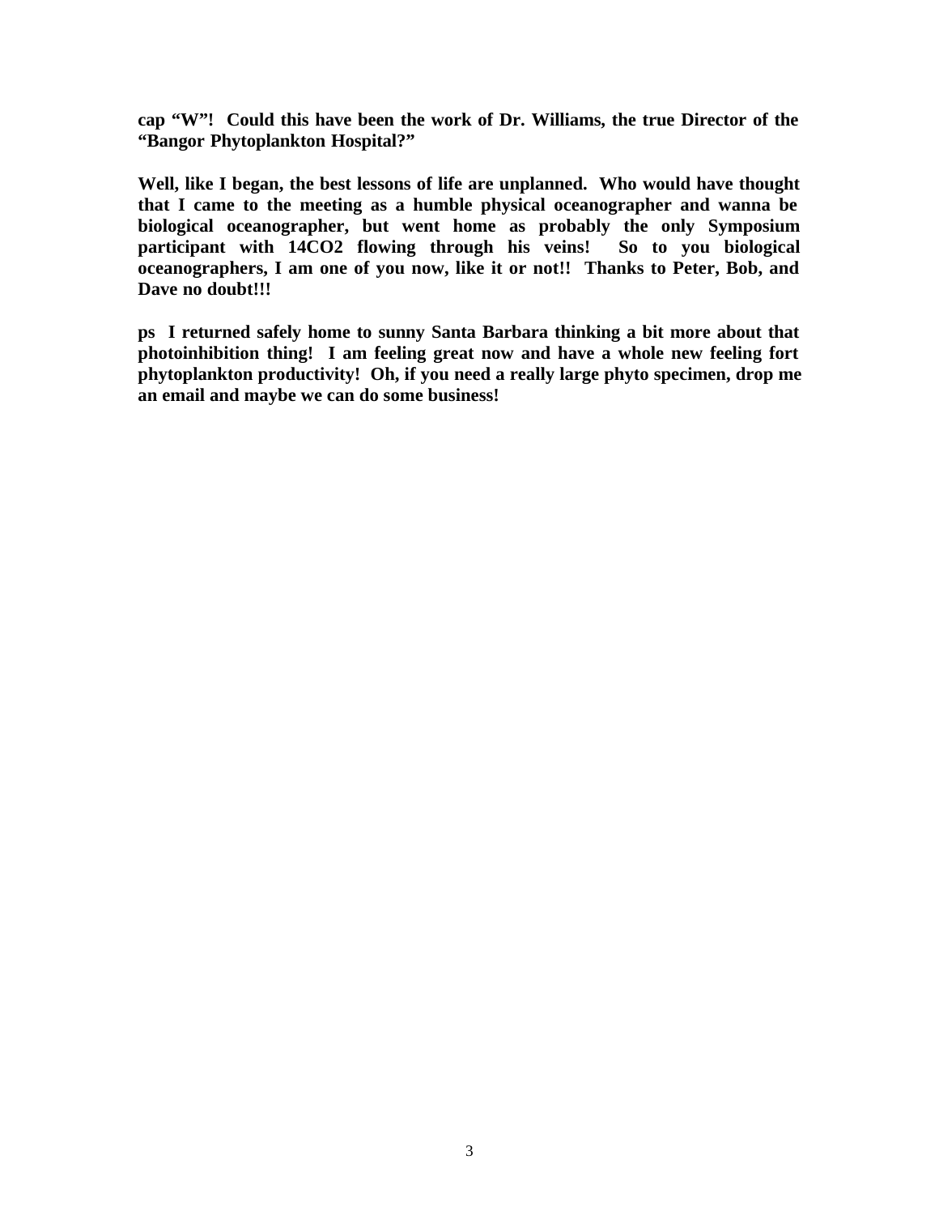**cap “W”! Could this have been the work of Dr. Williams, the true Director of the “Bangor Phytoplankton Hospital?”**

**Well, like I began, the best lessons of life are unplanned. Who would have thought that I came to the meeting as a humble physical oceanographer and wanna be biological oceanographer, but went home as probably the only Symposium participant with $^{14}CO_2$ flowing through his veins! So to you biological oceanographers, I am one of you now, like it or not!! Thanks to Peter, Bob, and Dave no doubt!!!**

**ps I returned safely home to sunny Santa Barbara thinking a bit more about that photoinhibition thing! I am feeling great now and have a whole new feeling fort phytoplankton productivity! Oh, if you need a really large phyto specimen, drop me an email and maybe we can do some business!**